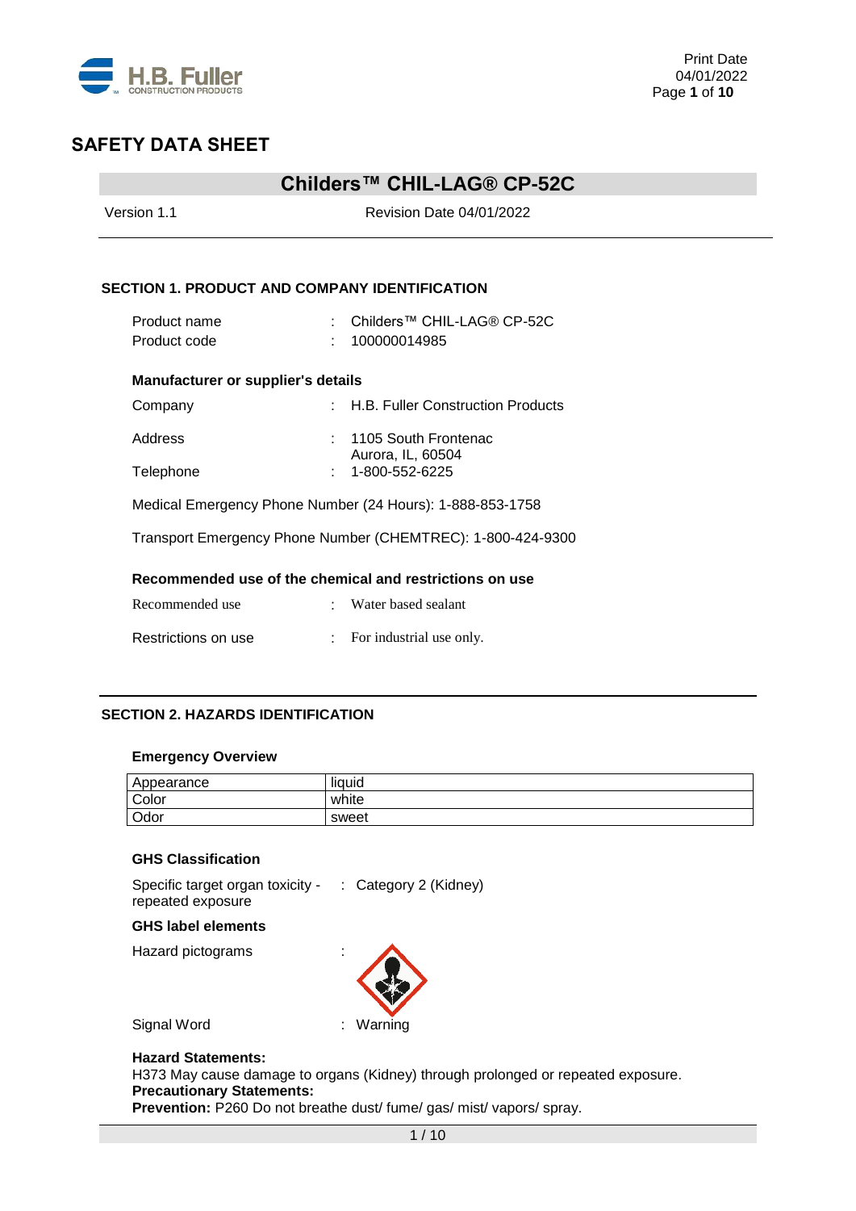# SAFETY DATA SHEET

## Childers™ CHIL-LAG® CP-52C

Version 1.1 Revision Date 04/01/2022

### SECTION 1. PRODUCT AND COMPANY IDENTIFICATION

Product name : Childers™ CHIL-LAG® CP-52C
Product code : 100000014985

**Manufacturer or supplier's details**

Company : H.B. Fuller Construction Products

Address : 1105 South Frontenac
Aurora, IL, 60504

Telephone : 1-800-552-6225

Medical Emergency Phone Number (24 Hours): 1-888-853-1758

Transport Emergency Phone Number (CHEMTREC): 1-800-424-9300

**Recommended use of the chemical and restrictions on use**

Recommended use : Water based sealant

Restrictions on use : For industrial use only.

### SECTION 2. HAZARDS IDENTIFICATION

**Emergency Overview**

| Appearance | liquid |
|---|---|
| Color | white |
| Odor | sweet |

**GHS Classification**

Specific target organ toxicity - repeated exposure : Category 2 (Kidney)

**GHS label elements**

Hazard pictograms :

Signal Word : Warning

**Hazard Statements:**
H373 May cause damage to organs (Kidney) through prolonged or repeated exposure.
**Precautionary Statements:**
**Prevention:** P260 Do not breathe dust/ fume/ gas/ mist/ vapors/ spray.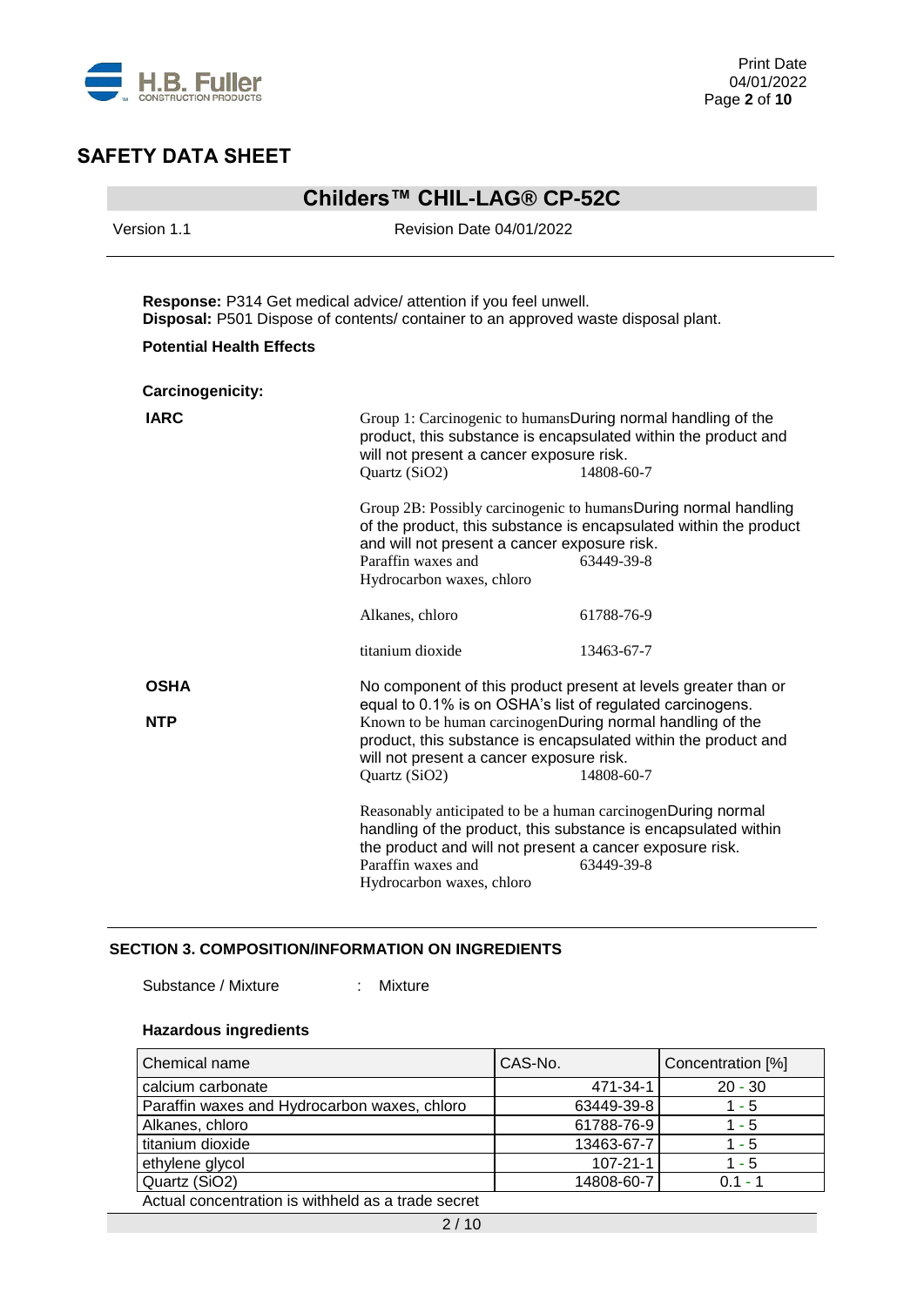**Response:** P314 Get medical advice/ attention if you feel unwell.
**Disposal:** P501 Dispose of contents/ container to an approved waste disposal plant.

**Potential Health Effects**

**Carcinogenicity:**

**IARC**

Group 1: Carcinogenic to humansDuring normal handling of the product, this substance is encapsulated within the product and will not present a cancer exposure risk.

| | |
|---|---|
| Quartz (SiO2) | 14808-60-7 |

Group 2B: Possibly carcinogenic to humansDuring normal handling of the product, this substance is encapsulated within the product and will not present a cancer exposure risk.

| | |
|---|---|
| Paraffin waxes and Hydrocarbon waxes, chloro | 63449-39-8 |
| Alkanes, chloro | 61788-76-9 |
| titanium dioxide | 13463-67-7 |

**OSHA**

No component of this product present at levels greater than or equal to 0.1% is on OSHA's list of regulated carcinogens.

**NTP**

Known to be human carcinogenDuring normal handling of the product, this substance is encapsulated within the product and will not present a cancer exposure risk.

| | |
|---|---|
| Quartz (SiO2) | 14808-60-7 |

Reasonably anticipated to be a human carcinogenDuring normal handling of the product, this substance is encapsulated within the product and will not present a cancer exposure risk.

| | |
|---|---|
| Paraffin waxes and Hydrocarbon waxes, chloro | 63449-39-8 |

## SECTION 3. COMPOSITION/INFORMATION ON INGREDIENTS

Substance / Mixture : Mixture

**Hazardous ingredients**

| Chemical name | CAS-No. | Concentration [%] |
|---|---|---|
| calcium carbonate | 471-34-1 | 20 - 30 |
| Paraffin waxes and Hydrocarbon waxes, chloro | 63449-39-8 | 1 - 5 |
| Alkanes, chloro | 61788-76-9 | 1 - 5 |
| titanium dioxide | 13463-67-7 | 1 - 5 |
| ethylene glycol | 107-21-1 | 1 - 5 |
| Quartz (SiO2) | 14808-60-7 | 0.1 - 1 |

Actual concentration is withheld as a trade secret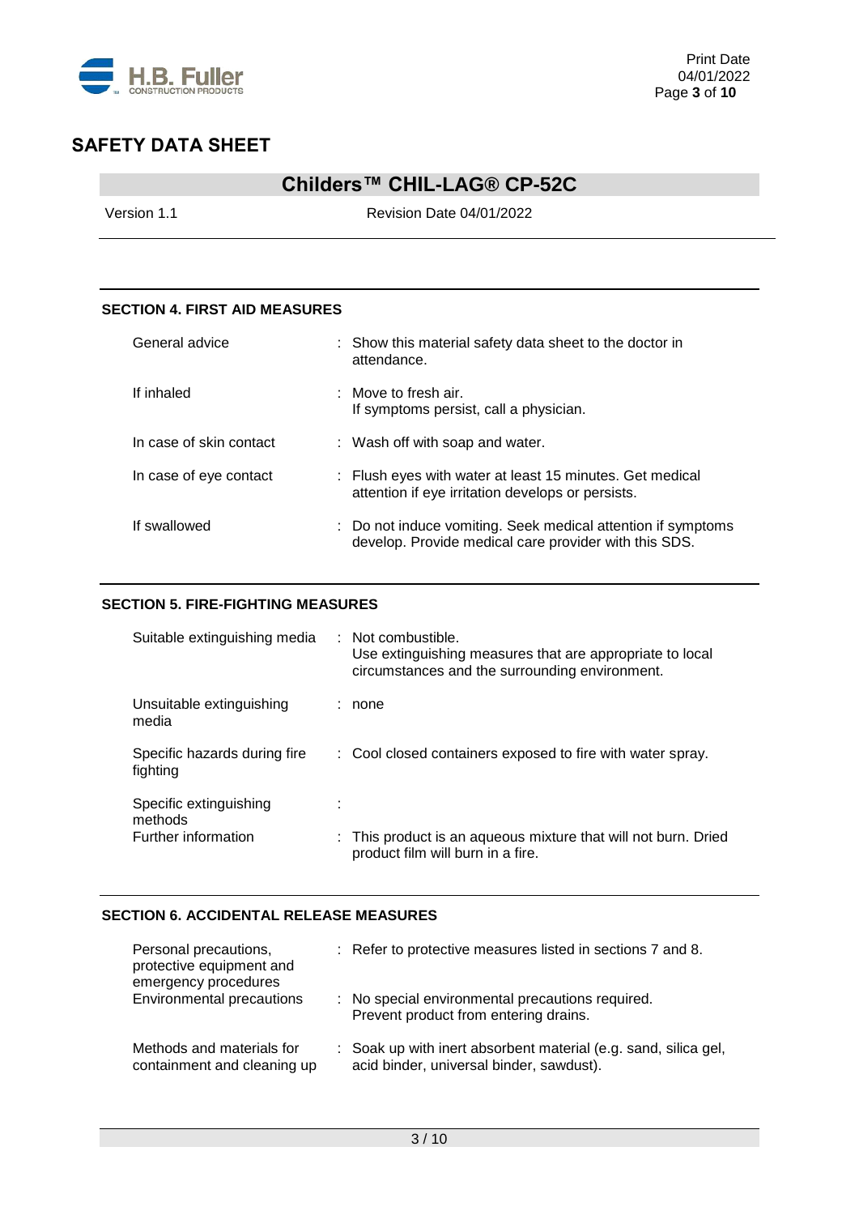# SAFETY DATA SHEET

## Childers™ CHIL-LAG® CP-52C

Version 1.1 Revision Date 04/01/2022

### SECTION 4. FIRST AID MEASURES

| | |
|---|---|
| General advice | : Show this material safety data sheet to the doctor in attendance. |
| If inhaled | : Move to fresh air. If symptoms persist, call a physician. |
| In case of skin contact | : Wash off with soap and water. |
| In case of eye contact | : Flush eyes with water at least 15 minutes. Get medical attention if eye irritation develops or persists. |
| If swallowed | : Do not induce vomiting. Seek medical attention if symptoms develop. Provide medical care provider with this SDS. |

### SECTION 5. FIRE-FIGHTING MEASURES

| | |
|---|---|
| Suitable extinguishing media | : Not combustible. Use extinguishing measures that are appropriate to local circumstances and the surrounding environment. |
| Unsuitable extinguishing media | : none |
| Specific hazards during fire fighting | : Cool closed containers exposed to fire with water spray. |
| Specific extinguishing methods | : |
| Further information | : This product is an aqueous mixture that will not burn. Dried product film will burn in a fire. |

### SECTION 6. ACCIDENTAL RELEASE MEASURES

| | |
|---|---|
| Personal precautions, protective equipment and emergency procedures | : Refer to protective measures listed in sections 7 and 8. |
| Environmental precautions | : No special environmental precautions required. Prevent product from entering drains. |
| Methods and materials for containment and cleaning up | : Soak up with inert absorbent material (e.g. sand, silica gel, acid binder, universal binder, sawdust). |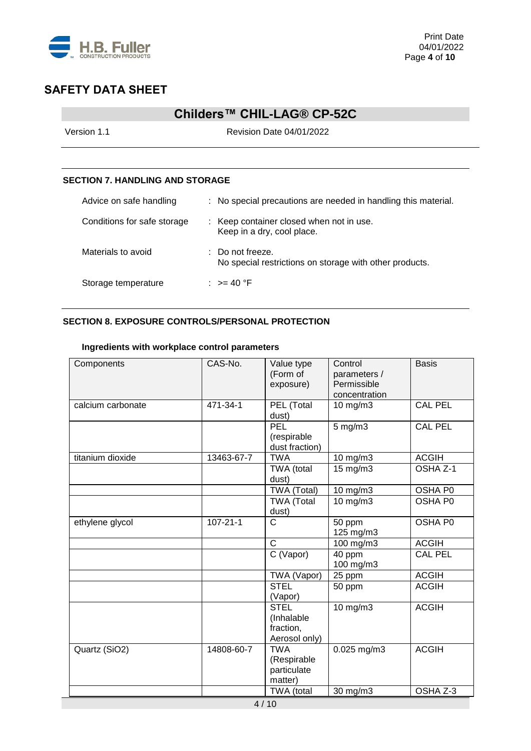# SAFETY DATA SHEET

## Childers™ CHIL-LAG® CP-52C

Version 1.1 Revision Date 04/01/2022

---

### SECTION 7. HANDLING AND STORAGE

| | |
|---|---|
| Advice on safe handling | : No special precautions are needed in handling this material. |
| Conditions for safe storage | : Keep container closed when not in use.<br>Keep in a dry, cool place. |
| Materials to avoid | : Do not freeze.<br>No special restrictions on storage with other products. |
| Storage temperature | : >= 40 °F |

### SECTION 8. EXPOSURE CONTROLS/PERSONAL PROTECTION

**Ingredients with workplace control parameters**

| Components | CAS-No. | Value type (Form of exposure) | Control parameters / Permissible concentration | Basis |
|---|---|---|---|---|
| calcium carbonate | 471-34-1 | PEL (Total dust) | 10 mg/m3 | CAL PEL |
| | | PEL (respirable dust fraction) | 5 mg/m3 | CAL PEL |
| titanium dioxide | 13463-67-7 | TWA | 10 mg/m3 | ACGIH |
| | | TWA (total dust) | 15 mg/m3 | OSHA Z-1 |
| | | TWA (Total) | 10 mg/m3 | OSHA P0 |
| | | TWA (Total dust) | 10 mg/m3 | OSHA P0 |
| ethylene glycol | 107-21-1 | C | 50 ppm<br>125 mg/m3 | OSHA P0 |
| | | C | 100 mg/m3 | ACGIH |
| | | C (Vapor) | 40 ppm<br>100 mg/m3 | CAL PEL |
| | | TWA (Vapor) | 25 ppm | ACGIH |
| | | STEL (Vapor) | 50 ppm | ACGIH |
| | | STEL (Inhalable fraction, Aerosol only) | 10 mg/m3 | ACGIH |
| Quartz ($SiO_2$) | 14808-60-7 | TWA (Respirable particulate matter) | 0.025 mg/m3 | ACGIH |
| | | TWA (total | 30 mg/m3 | OSHA Z-3 |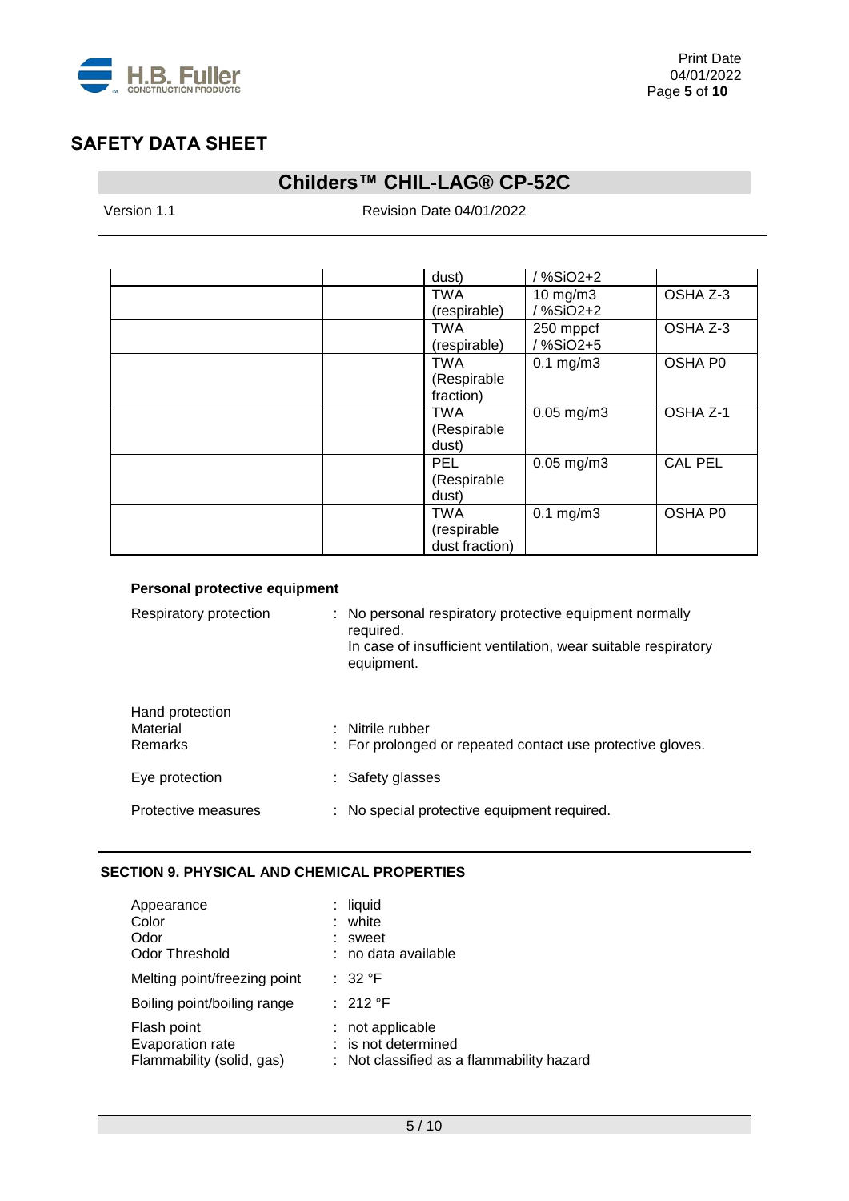# SAFETY DATA SHEET

## Childers™ CHIL-LAG® CP-52C

Version 1.1 Revision Date 04/01/2022

| | | | | |
|---|---|---|---|---|
| | | dust) | / %SiO2+2 | |
| | | TWA (respirable) | 10 mg/m3 / %SiO2+2 | OSHA Z-3 |
| | | TWA (respirable) | 250 mppcf / %SiO2+5 | OSHA Z-3 |
| | | TWA (Respirable fraction) | 0.1 mg/m3 | OSHA P0 |
| | | TWA (Respirable dust) | 0.05 mg/m3 | OSHA Z-1 |
| | | PEL (Respirable dust) | 0.05 mg/m3 | CAL PEL |
| | | TWA (respirable dust fraction) | 0.1 mg/m3 | OSHA P0 |

**Personal protective equipment**

Respiratory protection : No personal respiratory protective equipment normally required. In case of insufficient ventilation, wear suitable respiratory equipment.

Hand protection
Material : Nitrile rubber
Remarks : For prolonged or repeated contact use protective gloves.

Eye protection : Safety glasses

Protective measures : No special protective equipment required.

## SECTION 9. PHYSICAL AND CHEMICAL PROPERTIES

Appearance : liquid
Color : white
Odor : sweet
Odor Threshold : no data available

Melting point/freezing point : 32 °F

Boiling point/boiling range : 212 °F

Flash point : not applicable
Evaporation rate : is not determined
Flammability (solid, gas) : Not classified as a flammability hazard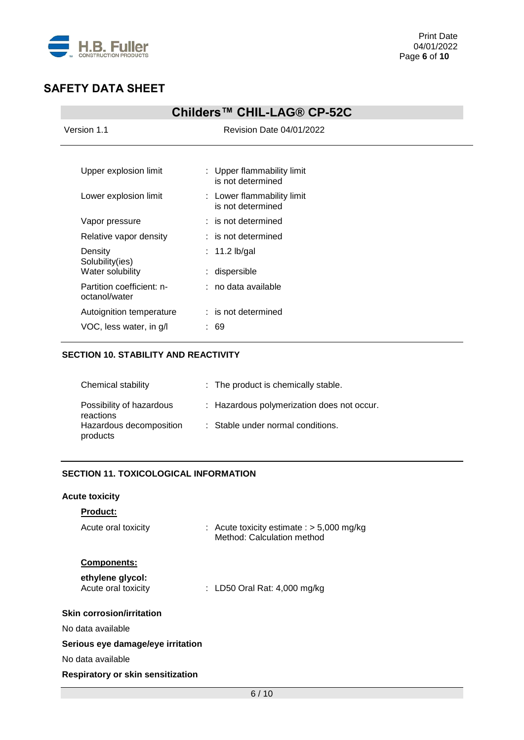| | | |
|---|---|---|
| Upper explosion limit | : | Upper flammability limit is not determined |
| Lower explosion limit | : | Lower flammability limit is not determined |
| Vapor pressure | : | is not determined |
| Relative vapor density | : | is not determined |
| Density | : | 11.2 lb/gal |
| Solubility(ies) Water solubility | : | dispersible |
| Partition coefficient: n-octanol/water | : | no data available |
| Autoignition temperature | : | is not determined |
| VOC, less water, in g/l | : | 69 |

## SECTION 10. STABILITY AND REACTIVITY

| | | |
|---|---|---|
| Chemical stability | : | The product is chemically stable. |
| Possibility of hazardous reactions | : | Hazardous polymerization does not occur. |
| Hazardous decomposition products | : | Stable under normal conditions. |

## SECTION 11. TOXICOLOGICAL INFORMATION

**Acute toxicity**

**Product:**

| | | |
|---|---|---|
| Acute oral toxicity | : | Acute toxicity estimate : > 5,000 mg/kg<br>Method: Calculation method |

**Components:**

**ethylene glycol:**

| | | |
|---|---|---|
| Acute oral toxicity | : | LD50 Oral Rat: 4,000 mg/kg |

**Skin corrosion/irritation**

No data available

**Serious eye damage/eye irritation**

No data available

**Respiratory or skin sensitization**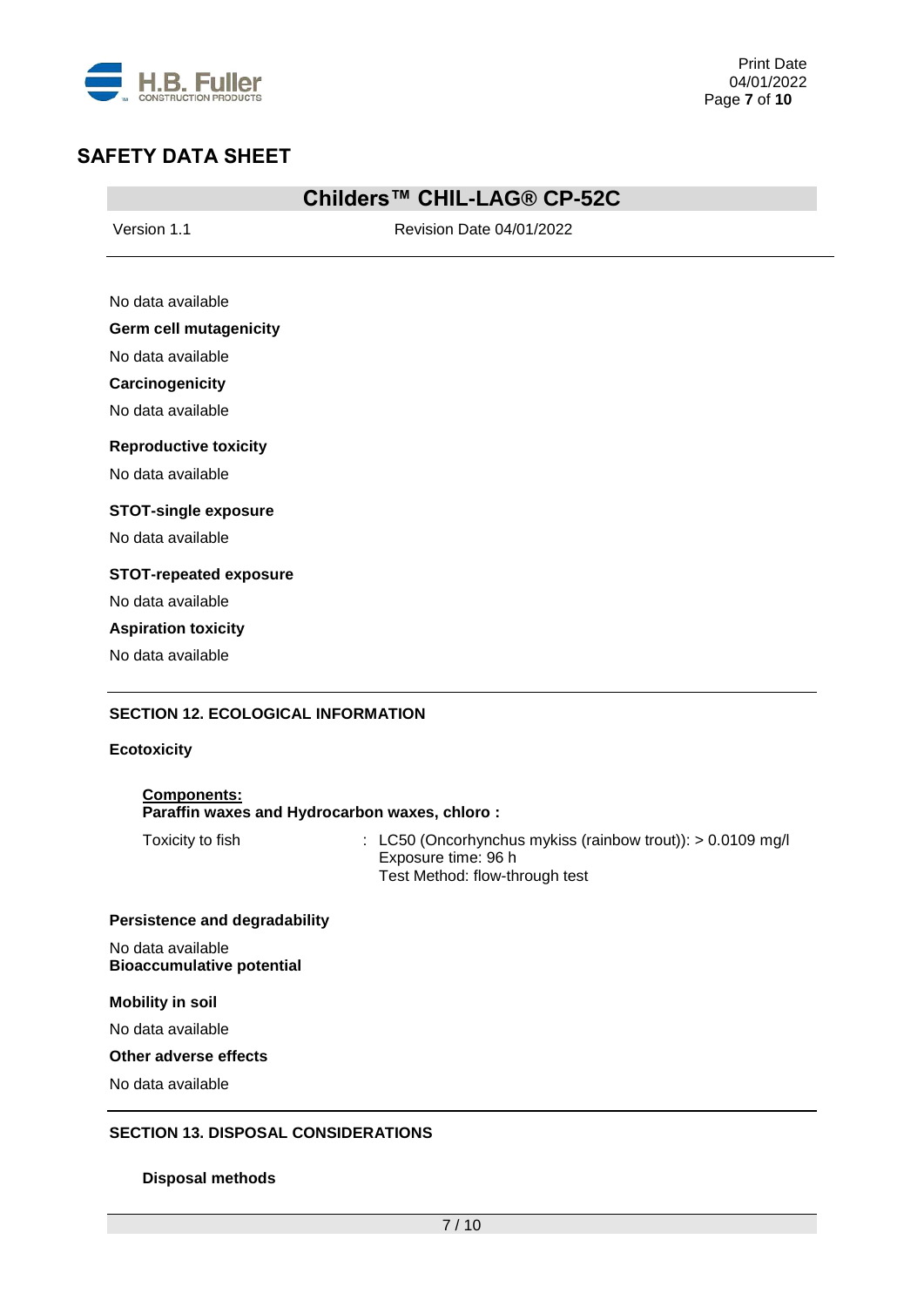No data available

**Germ cell mutagenicity**

No data available

**Carcinogenicity**

No data available

**Reproductive toxicity**

No data available

**STOT-single exposure**

No data available

**STOT-repeated exposure**

No data available

**Aspiration toxicity**

No data available

## SECTION 12. ECOLOGICAL INFORMATION

**Ecotoxicity**

**Components:**
**Paraffin waxes and Hydrocarbon waxes, chloro :**

| | |
|---|---|
| Toxicity to fish | : LC50 (Oncorhynchus mykiss (rainbow trout)): > 0.0109 mg/l<br>Exposure time: 96 h<br>Test Method: flow-through test |

**Persistence and degradability**

No data available
**Bioaccumulative potential**

**Mobility in soil**

No data available

**Other adverse effects**

No data available

## SECTION 13. DISPOSAL CONSIDERATIONS

**Disposal methods**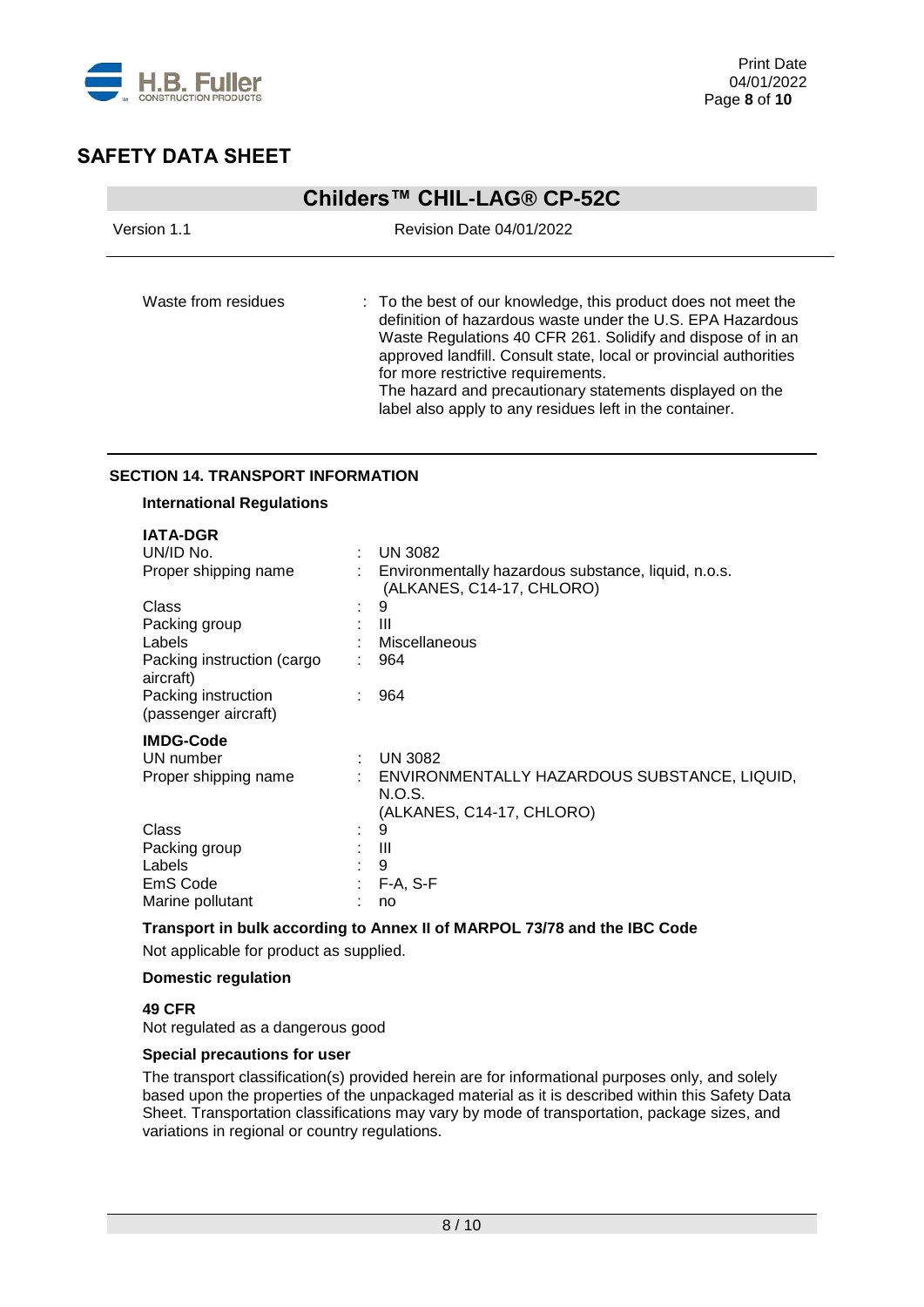| | | |
|---|---|---|
| Waste from residues | : | To the best of our knowledge, this product does not meet the definition of hazardous waste under the U.S. EPA Hazardous Waste Regulations 40 CFR 261. Solidify and dispose of in an approved landfill. Consult state, local or provincial authorities for more restrictive requirements.<br>The hazard and precautionary statements displayed on the label also apply to any residues left in the container. |

## SECTION 14. TRANSPORT INFORMATION

### International Regulations

**IATA-DGR**

| | | |
|---|---|---|
| UN/ID No. | : | UN 3082 |
| Proper shipping name | : | Environmentally hazardous substance, liquid, n.o.s. (ALKANES, C14-17, CHLORO) |
| Class | : | 9 |
| Packing group | : | III |
| Labels | : | Miscellaneous |
| Packing instruction (cargo aircraft) | : | 964 |
| Packing instruction (passenger aircraft) | : | 964 |

**IMDG-Code**

| | | |
|---|---|---|
| UN number | : | UN 3082 |
| Proper shipping name | : | ENVIRONMENTALLY HAZARDOUS SUBSTANCE, LIQUID, N.O.S. (ALKANES, C14-17, CHLORO) |
| Class | : | 9 |
| Packing group | : | III |
| Labels | : | 9 |
| EmS Code | : | F-A, S-F |
| Marine pollutant | : | no |

**Transport in bulk according to Annex II of MARPOL 73/78 and the IBC Code**

Not applicable for product as supplied.

**Domestic regulation**

**49 CFR**

Not regulated as a dangerous good

**Special precautions for user**

The transport classification(s) provided herein are for informational purposes only, and solely based upon the properties of the unpackaged material as it is described within this Safety Data Sheet. Transportation classifications may vary by mode of transportation, package sizes, and variations in regional or country regulations.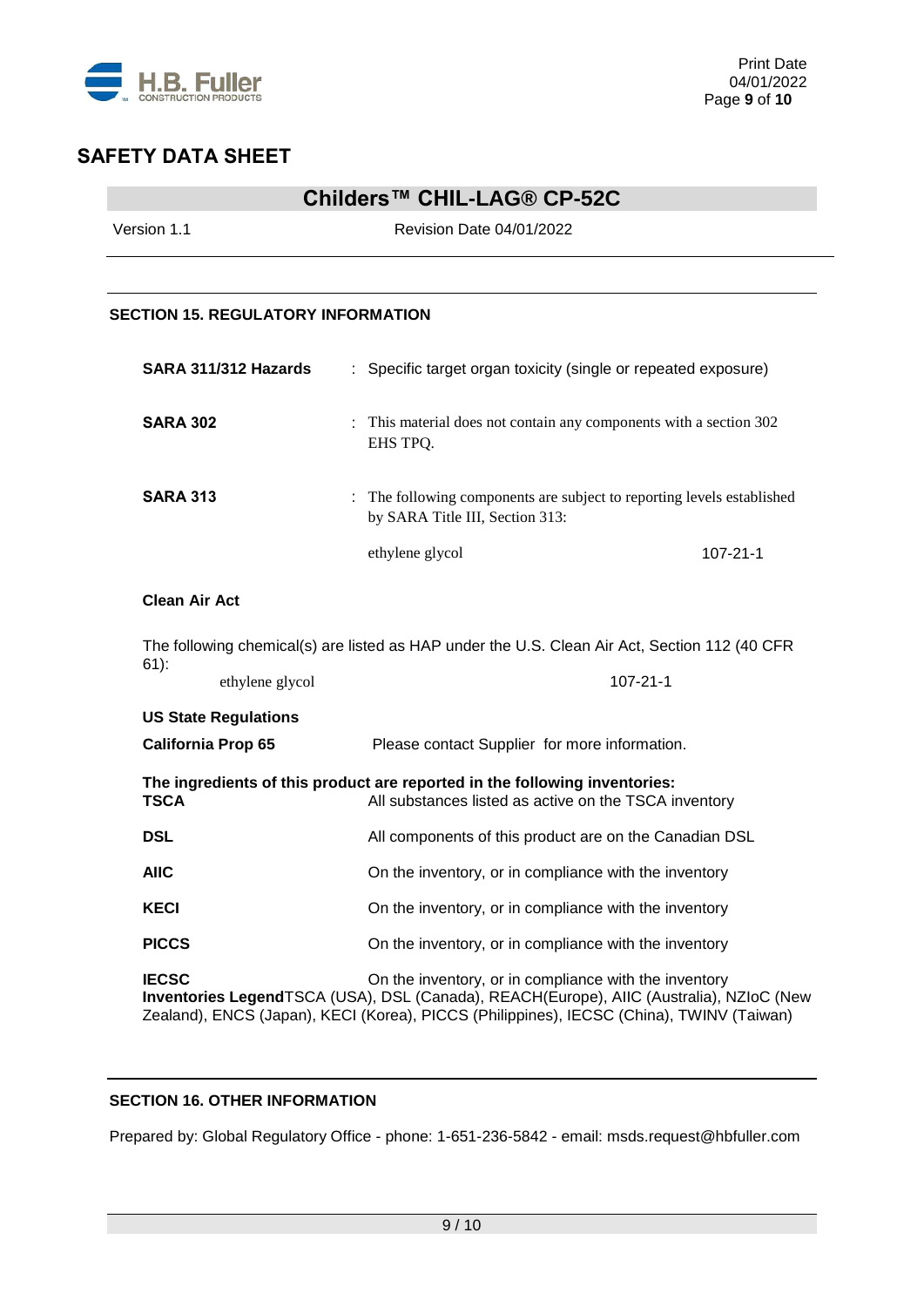## SECTION 15. REGULATORY INFORMATION

**SARA 311/312 Hazards** : Specific target organ toxicity (single or repeated exposure)

**SARA 302** : This material does not contain any components with a section 302 EHS TPQ.

**SARA 313** : The following components are subject to reporting levels established by SARA Title III, Section 313:

| | |
|---|---|
| ethylene glycol | 107-21-1 |

**Clean Air Act**

The following chemical(s) are listed as HAP under the U.S. Clean Air Act, Section 112 (40 CFR 61):

| | |
|---|---|
| ethylene glycol | 107-21-1 |

**US State Regulations**

**California Prop 65** Please contact Supplier for more information.

**The ingredients of this product are reported in the following inventories:**

| | |
|---|---|
| **TSCA** | All substances listed as active on the TSCA inventory |
| **DSL** | All components of this product are on the Canadian DSL |
| **AIIC** | On the inventory, or in compliance with the inventory |
| **KECI** | On the inventory, or in compliance with the inventory |
| **PICCS** | On the inventory, or in compliance with the inventory |
| **IECSC** | On the inventory, or in compliance with the inventory |

**Inventories Legend**TSCA (USA), DSL (Canada), REACH(Europe), AIIC (Australia), NZIoC (New Zealand), ENCS (Japan), KECI (Korea), PICCS (Philippines), IECSC (China), TWINV (Taiwan)

## SECTION 16. OTHER INFORMATION

Prepared by: Global Regulatory Office - phone: 1-651-236-5842 - email: msds.request@hbfuller.com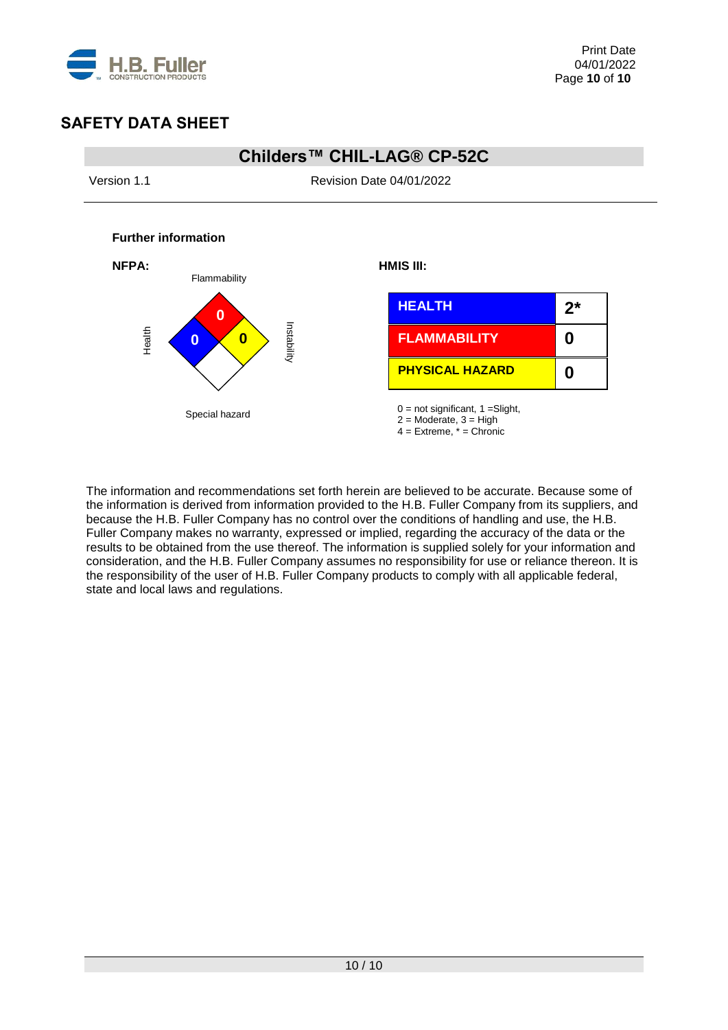## SAFETY DATA SHEET

### Childers™ CHIL-LAG® CP-52C

Version 1.1 Revision Date 04/01/2022

**Further information**

**NFPA:**

Flammability
0
Health
0
Instability
0
Special hazard

**HMIS III:**

| | |
|---|---|
| **HEALTH** | **2*** |
| **FLAMMABILITY** | **0** |
| **PHYSICAL HAZARD** | **0** |

0 = not significant, 1 =Slight,
2 = Moderate, 3 = High
4 = Extreme, * = Chronic

The information and recommendations set forth herein are believed to be accurate. Because some of the information is derived from information provided to the H.B. Fuller Company from its suppliers, and because the H.B. Fuller Company has no control over the conditions of handling and use, the H.B. Fuller Company makes no warranty, expressed or implied, regarding the accuracy of the data or the results to be obtained from the use thereof. The information is supplied solely for your information and consideration, and the H.B. Fuller Company assumes no responsibility for use or reliance thereon. It is the responsibility of the user of H.B. Fuller Company products to comply with all applicable federal, state and local laws and regulations.